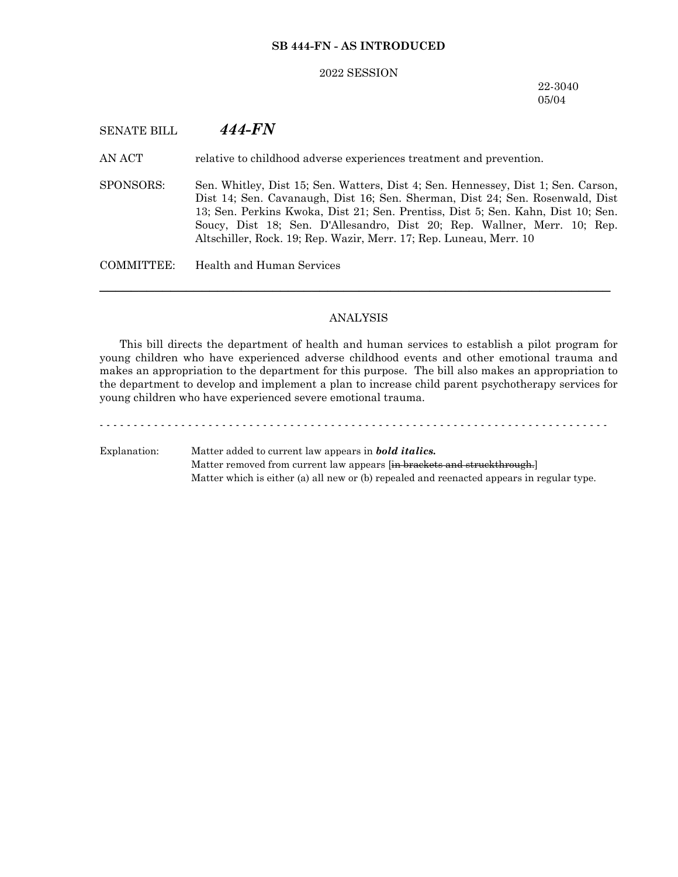**SB 444-FN - AS INTRODUCED**

2022 SESSION

22-3040
05/04

SENATE BILL ***444-FN***

AN ACT relative to childhood adverse experiences treatment and prevention.

SPONSORS: Sen. Whitley, Dist 15; Sen. Watters, Dist 4; Sen. Hennessey, Dist 1; Sen. Carson, Dist 14; Sen. Cavanaugh, Dist 16; Sen. Sherman, Dist 24; Sen. Rosenwald, Dist 13; Sen. Perkins Kwoka, Dist 21; Sen. Prentiss, Dist 5; Sen. Kahn, Dist 10; Sen. Soucy, Dist 18; Sen. D'Allesandro, Dist 20; Rep. Wallner, Merr. 10; Rep. Altschiller, Rock. 19; Rep. Wazir, Merr. 17; Rep. Luneau, Merr. 10

COMMITTEE: Health and Human Services

---

ANALYSIS

This bill directs the department of health and human services to establish a pilot program for young children who have experienced adverse childhood events and other emotional trauma and makes an appropriation to the department for this purpose. The bill also makes an appropriation to the department to develop and implement a plan to increase child parent psychotherapy services for young children who have experienced severe emotional trauma.

- - - - - - - - - - - - - - - - - - - - - - - - - - - - - - - - - - - - - - - - - - - - - - - - - - - - - - - - - - - - - - - - - - - - - -

Explanation: Matter added to current law appears in ***bold italics.***
Matter removed from current law appears [~~in brackets and struckthrough.~~]
Matter which is either (a) all new or (b) repealed and reenacted appears in regular type.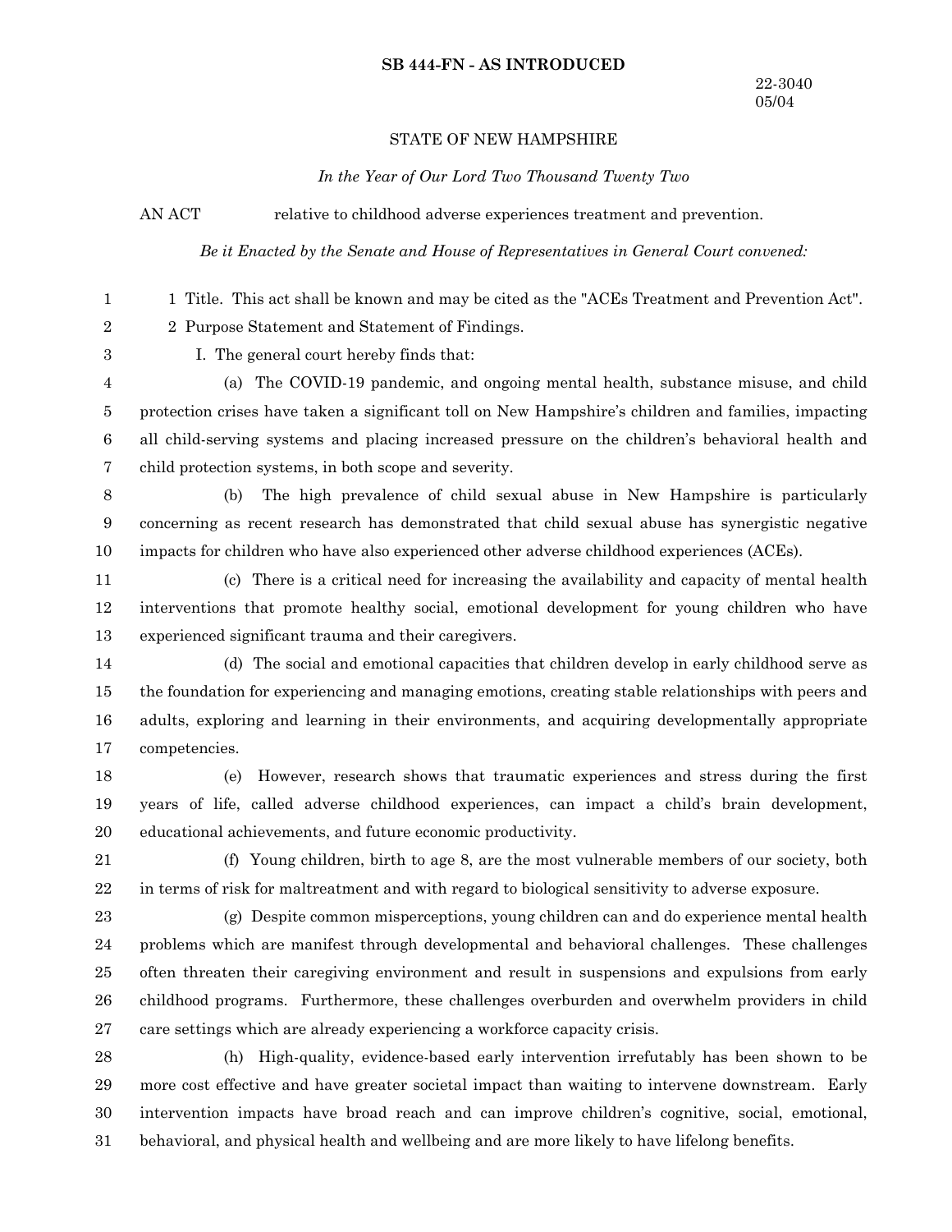**SB 444-FN - AS INTRODUCED**

22-3040
05/04

STATE OF NEW HAMPSHIRE

*In the Year of Our Lord Two Thousand Twenty Two*

AN ACT relative to childhood adverse experiences treatment and prevention.

*Be it Enacted by the Senate and House of Representatives in General Court convened:*

1 Title. This act shall be known and may be cited as the "ACEs Treatment and Prevention Act".

2 Purpose Statement and Statement of Findings.

I. The general court hereby finds that:

(a) The COVID-19 pandemic, and ongoing mental health, substance misuse, and child protection crises have taken a significant toll on New Hampshire's children and families, impacting all child-serving systems and placing increased pressure on the children's behavioral health and child protection systems, in both scope and severity.

(b) The high prevalence of child sexual abuse in New Hampshire is particularly concerning as recent research has demonstrated that child sexual abuse has synergistic negative impacts for children who have also experienced other adverse childhood experiences (ACEs).

(c) There is a critical need for increasing the availability and capacity of mental health interventions that promote healthy social, emotional development for young children who have experienced significant trauma and their caregivers.

(d) The social and emotional capacities that children develop in early childhood serve as the foundation for experiencing and managing emotions, creating stable relationships with peers and adults, exploring and learning in their environments, and acquiring developmentally appropriate competencies.

(e) However, research shows that traumatic experiences and stress during the first years of life, called adverse childhood experiences, can impact a child's brain development, educational achievements, and future economic productivity.

(f) Young children, birth to age 8, are the most vulnerable members of our society, both in terms of risk for maltreatment and with regard to biological sensitivity to adverse exposure.

(g) Despite common misperceptions, young children can and do experience mental health problems which are manifest through developmental and behavioral challenges. These challenges often threaten their caregiving environment and result in suspensions and expulsions from early childhood programs. Furthermore, these challenges overburden and overwhelm providers in child care settings which are already experiencing a workforce capacity crisis.

(h) High-quality, evidence-based early intervention irrefutably has been shown to be more cost effective and have greater societal impact than waiting to intervene downstream. Early intervention impacts have broad reach and can improve children's cognitive, social, emotional, behavioral, and physical health and wellbeing and are more likely to have lifelong benefits.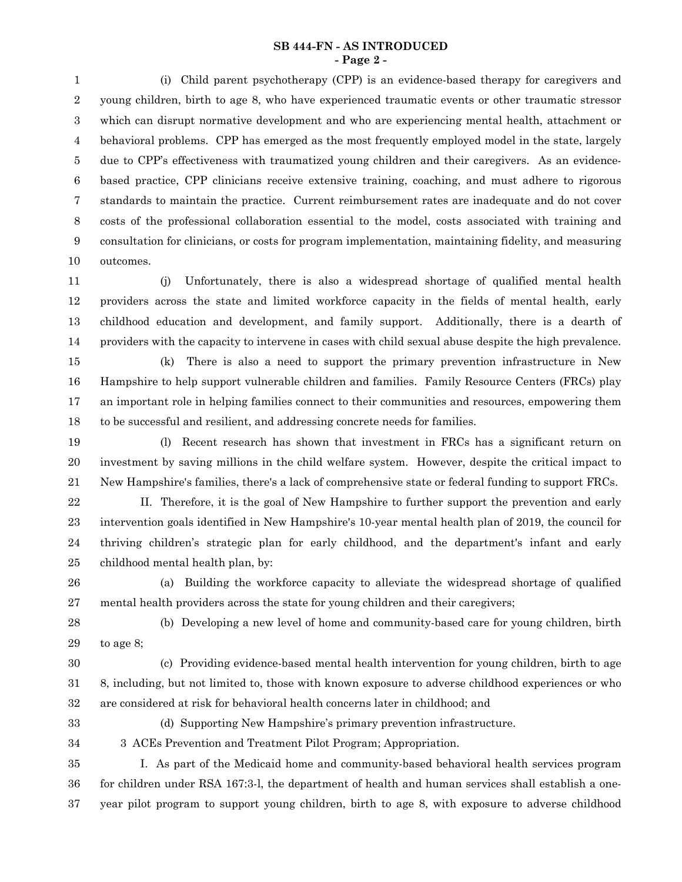(i) Child parent psychotherapy (CPP) is an evidence-based therapy for caregivers and young children, birth to age 8, who have experienced traumatic events or other traumatic stressor which can disrupt normative development and who are experiencing mental health, attachment or behavioral problems. CPP has emerged as the most frequently employed model in the state, largely due to CPP's effectiveness with traumatized young children and their caregivers. As an evidence-based practice, CPP clinicians receive extensive training, coaching, and must adhere to rigorous standards to maintain the practice. Current reimbursement rates are inadequate and do not cover costs of the professional collaboration essential to the model, costs associated with training and consultation for clinicians, or costs for program implementation, maintaining fidelity, and measuring outcomes.

(j) Unfortunately, there is also a widespread shortage of qualified mental health providers across the state and limited workforce capacity in the fields of mental health, early childhood education and development, and family support. Additionally, there is a dearth of providers with the capacity to intervene in cases with child sexual abuse despite the high prevalence.

(k) There is also a need to support the primary prevention infrastructure in New Hampshire to help support vulnerable children and families. Family Resource Centers (FRCs) play an important role in helping families connect to their communities and resources, empowering them to be successful and resilient, and addressing concrete needs for families.

(l) Recent research has shown that investment in FRCs has a significant return on investment by saving millions in the child welfare system. However, despite the critical impact to New Hampshire's families, there's a lack of comprehensive state or federal funding to support FRCs.

II. Therefore, it is the goal of New Hampshire to further support the prevention and early intervention goals identified in New Hampshire's 10-year mental health plan of 2019, the council for thriving children's strategic plan for early childhood, and the department's infant and early childhood mental health plan, by:

(a) Building the workforce capacity to alleviate the widespread shortage of qualified mental health providers across the state for young children and their caregivers;

(b) Developing a new level of home and community-based care for young children, birth to age 8;

(c) Providing evidence-based mental health intervention for young children, birth to age 8, including, but not limited to, those with known exposure to adverse childhood experiences or who are considered at risk for behavioral health concerns later in childhood; and

(d) Supporting New Hampshire's primary prevention infrastructure.

3 ACEs Prevention and Treatment Pilot Program; Appropriation.

I. As part of the Medicaid home and community-based behavioral health services program for children under RSA 167:3-l, the department of health and human services shall establish a one-year pilot program to support young children, birth to age 8, with exposure to adverse childhood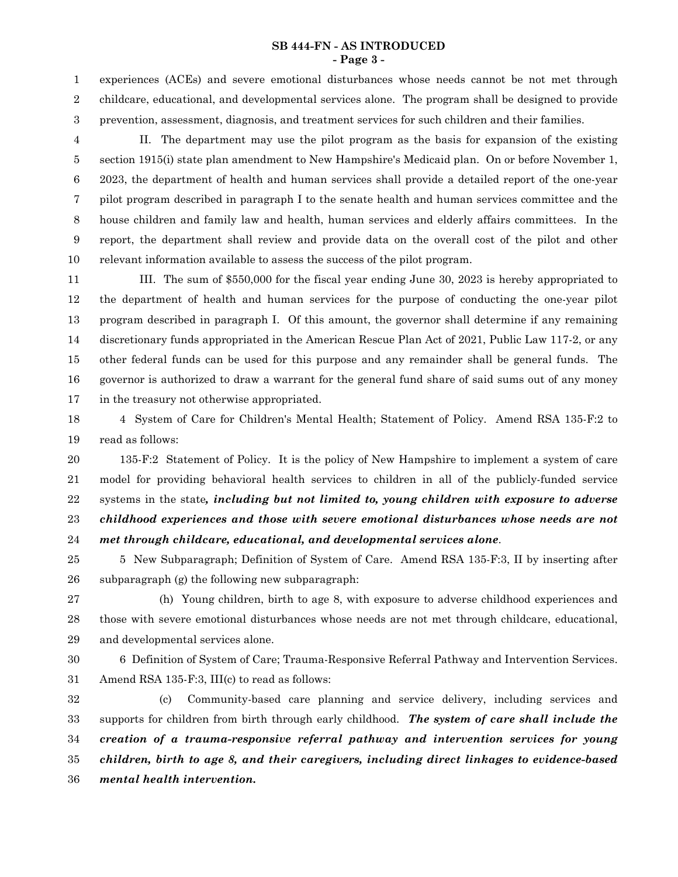experiences (ACEs) and severe emotional disturbances whose needs cannot be not met through childcare, educational, and developmental services alone. The program shall be designed to provide prevention, assessment, diagnosis, and treatment services for such children and their families.

II. The department may use the pilot program as the basis for expansion of the existing section 1915(i) state plan amendment to New Hampshire's Medicaid plan. On or before November 1, 2023, the department of health and human services shall provide a detailed report of the one-year pilot program described in paragraph I to the senate health and human services committee and the house children and family law and health, human services and elderly affairs committees. In the report, the department shall review and provide data on the overall cost of the pilot and other relevant information available to assess the success of the pilot program.

III. The sum of $550,000 for the fiscal year ending June 30, 2023 is hereby appropriated to the department of health and human services for the purpose of conducting the one-year pilot program described in paragraph I. Of this amount, the governor shall determine if any remaining discretionary funds appropriated in the American Rescue Plan Act of 2021, Public Law 117-2, or any other federal funds can be used for this purpose and any remainder shall be general funds. The governor is authorized to draw a warrant for the general fund share of said sums out of any money in the treasury not otherwise appropriated.

4 System of Care for Children's Mental Health; Statement of Policy. Amend RSA 135-F:2 to read as follows:

135-F:2 Statement of Policy. It is the policy of New Hampshire to implement a system of care model for providing behavioral health services to children in all of the publicly-funded service systems in the state***, including but not limited to, young children with exposure to adverse childhood experiences and those with severe emotional disturbances whose needs are not met through childcare, educational, and developmental services alone***.

5 New Subparagraph; Definition of System of Care. Amend RSA 135-F:3, II by inserting after subparagraph (g) the following new subparagraph:

(h) Young children, birth to age 8, with exposure to adverse childhood experiences and those with severe emotional disturbances whose needs are not met through childcare, educational, and developmental services alone.

6 Definition of System of Care; Trauma-Responsive Referral Pathway and Intervention Services. Amend RSA 135-F:3, III(c) to read as follows:

(c) Community-based care planning and service delivery, including services and supports for children from birth through early childhood. ***The system of care shall include the creation of a trauma-responsive referral pathway and intervention services for young children, birth to age 8, and their caregivers, including direct linkages to evidence-based mental health intervention.***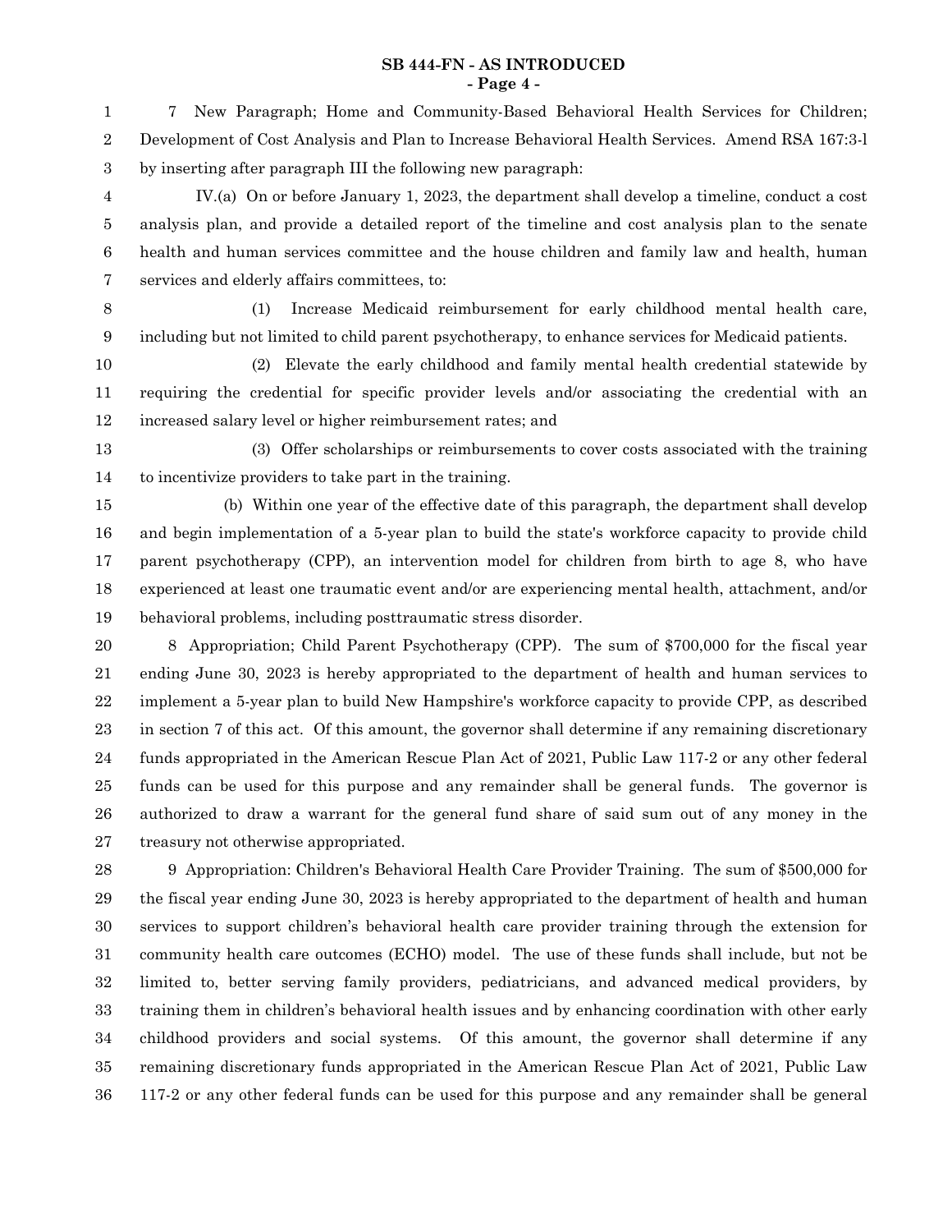7 New Paragraph; Home and Community-Based Behavioral Health Services for Children; Development of Cost Analysis and Plan to Increase Behavioral Health Services. Amend RSA 167:3-l by inserting after paragraph III the following new paragraph:

IV.(a) On or before January 1, 2023, the department shall develop a timeline, conduct a cost analysis plan, and provide a detailed report of the timeline and cost analysis plan to the senate health and human services committee and the house children and family law and health, human services and elderly affairs committees, to:

(1) Increase Medicaid reimbursement for early childhood mental health care, including but not limited to child parent psychotherapy, to enhance services for Medicaid patients.

(2) Elevate the early childhood and family mental health credential statewide by requiring the credential for specific provider levels and/or associating the credential with an increased salary level or higher reimbursement rates; and

(3) Offer scholarships or reimbursements to cover costs associated with the training to incentivize providers to take part in the training.

(b) Within one year of the effective date of this paragraph, the department shall develop and begin implementation of a 5-year plan to build the state's workforce capacity to provide child parent psychotherapy (CPP), an intervention model for children from birth to age 8, who have experienced at least one traumatic event and/or are experiencing mental health, attachment, and/or behavioral problems, including posttraumatic stress disorder.

8 Appropriation; Child Parent Psychotherapy (CPP). The sum of $700,000 for the fiscal year ending June 30, 2023 is hereby appropriated to the department of health and human services to implement a 5-year plan to build New Hampshire's workforce capacity to provide CPP, as described in section 7 of this act. Of this amount, the governor shall determine if any remaining discretionary funds appropriated in the American Rescue Plan Act of 2021, Public Law 117-2 or any other federal funds can be used for this purpose and any remainder shall be general funds. The governor is authorized to draw a warrant for the general fund share of said sum out of any money in the treasury not otherwise appropriated.

9 Appropriation: Children's Behavioral Health Care Provider Training. The sum of $500,000 for the fiscal year ending June 30, 2023 is hereby appropriated to the department of health and human services to support children's behavioral health care provider training through the extension for community health care outcomes (ECHO) model. The use of these funds shall include, but not be limited to, better serving family providers, pediatricians, and advanced medical providers, by training them in children's behavioral health issues and by enhancing coordination with other early childhood providers and social systems. Of this amount, the governor shall determine if any remaining discretionary funds appropriated in the American Rescue Plan Act of 2021, Public Law 117-2 or any other federal funds can be used for this purpose and any remainder shall be general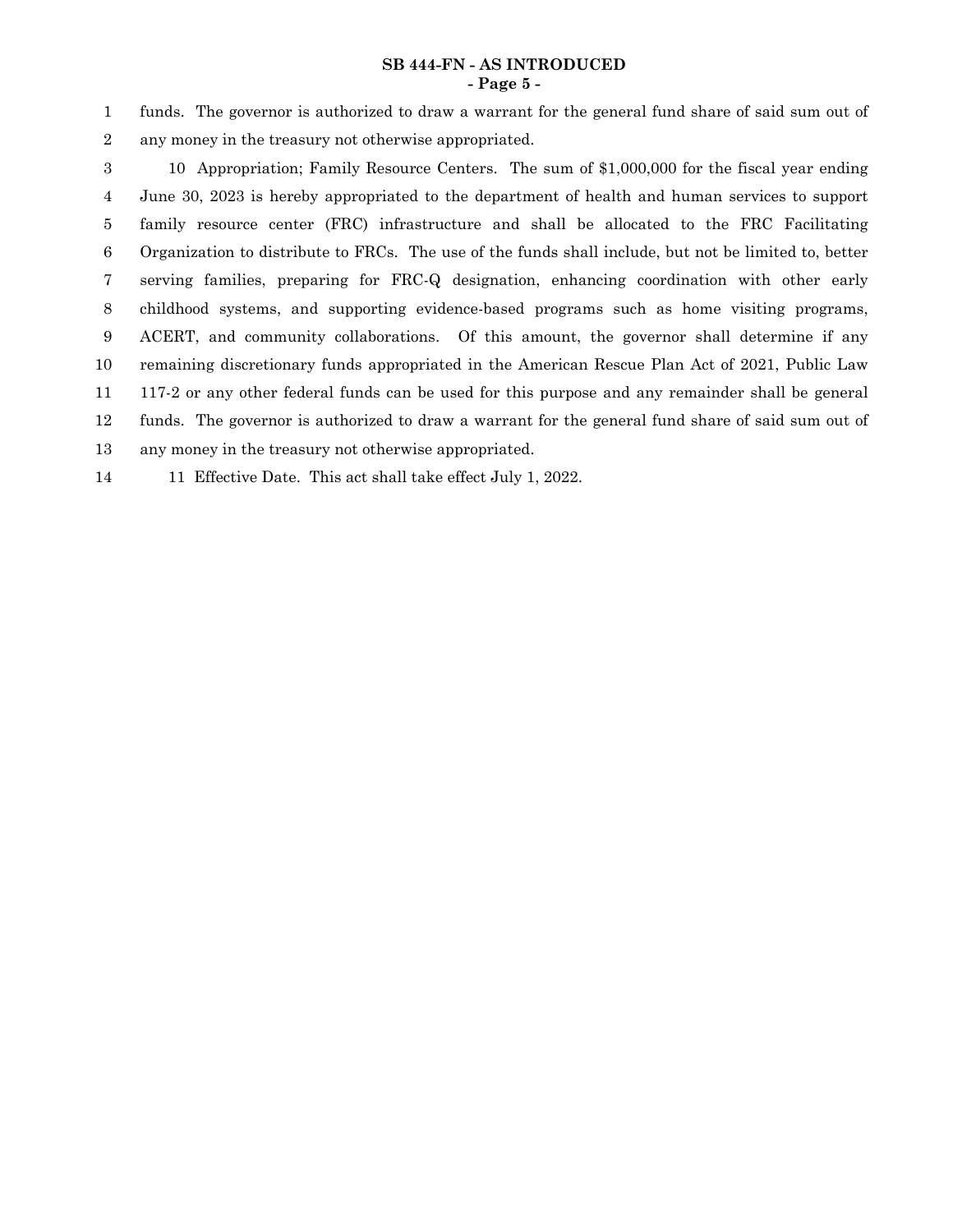funds. The governor is authorized to draw a warrant for the general fund share of said sum out of any money in the treasury not otherwise appropriated.

10 Appropriation; Family Resource Centers. The sum of $1,000,000 for the fiscal year ending June 30, 2023 is hereby appropriated to the department of health and human services to support family resource center (FRC) infrastructure and shall be allocated to the FRC Facilitating Organization to distribute to FRCs. The use of the funds shall include, but not be limited to, better serving families, preparing for FRC-Q designation, enhancing coordination with other early childhood systems, and supporting evidence-based programs such as home visiting programs, ACERT, and community collaborations. Of this amount, the governor shall determine if any remaining discretionary funds appropriated in the American Rescue Plan Act of 2021, Public Law 117-2 or any other federal funds can be used for this purpose and any remainder shall be general funds. The governor is authorized to draw a warrant for the general fund share of said sum out of any money in the treasury not otherwise appropriated.

11 Effective Date. This act shall take effect July 1, 2022.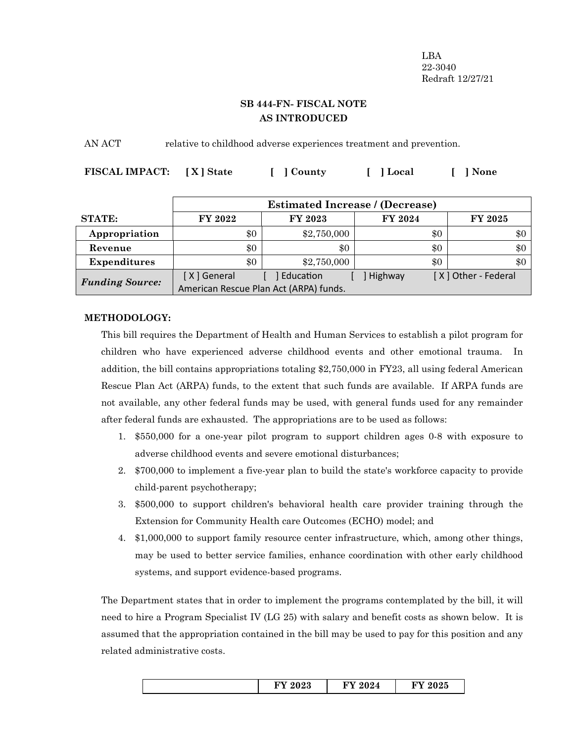LBA
22-3040
Redraft 12/27/21

## SB 444-FN- FISCAL NOTE
## AS INTRODUCED

AN ACT relative to childhood adverse experiences treatment and prevention.

**FISCAL IMPACT:** **[ X ] State** **[ ] County** **[ ] Local** **[ ] None**

| | Estimated Increase / (Decrease) | | | |
|---|---|---|---|---|
| **STATE:** | **FY 2022** | **FY 2023** | **FY 2024** | **FY 2025** |
| **Appropriation** | $0 | $2,750,000 | $0 | $0 |
| **Revenue** | $0 | $0 | $0 | $0 |
| **Expenditures** | $0 | $2,750,000 | $0 | $0 |
| ***Funding Source:*** | [ X ] General [ ] Education [ ] Highway [ X ] Other - Federal American Rescue Plan Act (ARPA) funds. | | | |

**METHODOLOGY:**

This bill requires the Department of Health and Human Services to establish a pilot program for children who have experienced adverse childhood events and other emotional trauma. In addition, the bill contains appropriations totaling $2,750,000 in FY23, all using federal American Rescue Plan Act (ARPA) funds, to the extent that such funds are available. If ARPA funds are not available, any other federal funds may be used, with general funds used for any remainder after federal funds are exhausted. The appropriations are to be used as follows:

1. $550,000 for a one-year pilot program to support children ages 0-8 with exposure to adverse childhood events and severe emotional disturbances;
2. $700,000 to implement a five-year plan to build the state's workforce capacity to provide child-parent psychotherapy;
3. $500,000 to support children's behavioral health care provider training through the Extension for Community Health care Outcomes (ECHO) model; and
4. $1,000,000 to support family resource center infrastructure, which, among other things, may be used to better service families, enhance coordination with other early childhood systems, and support evidence-based programs.

The Department states that in order to implement the programs contemplated by the bill, it will need to hire a Program Specialist IV (LG 25) with salary and benefit costs as shown below. It is assumed that the appropriation contained in the bill may be used to pay for this position and any related administrative costs.

| | FY 2023 | FY 2024 | FY 2025 |
|---|---|---|---|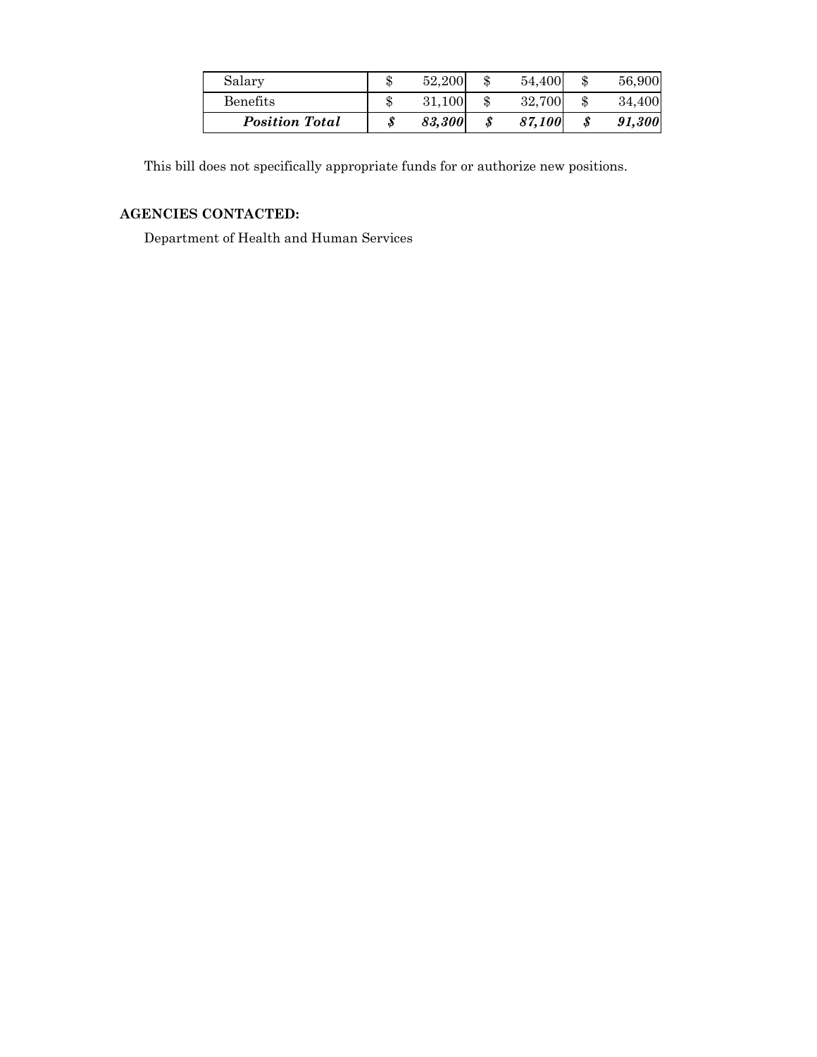| | | | |
|---|---|---|---|
| Salary | $ 52,200 | $ 54,400 | $ 56,900 |
| Benefits | $ 31,100 | $ 32,700 | $ 34,400 |
| ***Position Total*** | ***$ 83,300*** | ***$ 87,100*** | ***$ 91,300*** |

This bill does not specifically appropriate funds for or authorize new positions.

**AGENCIES CONTACTED:**

Department of Health and Human Services